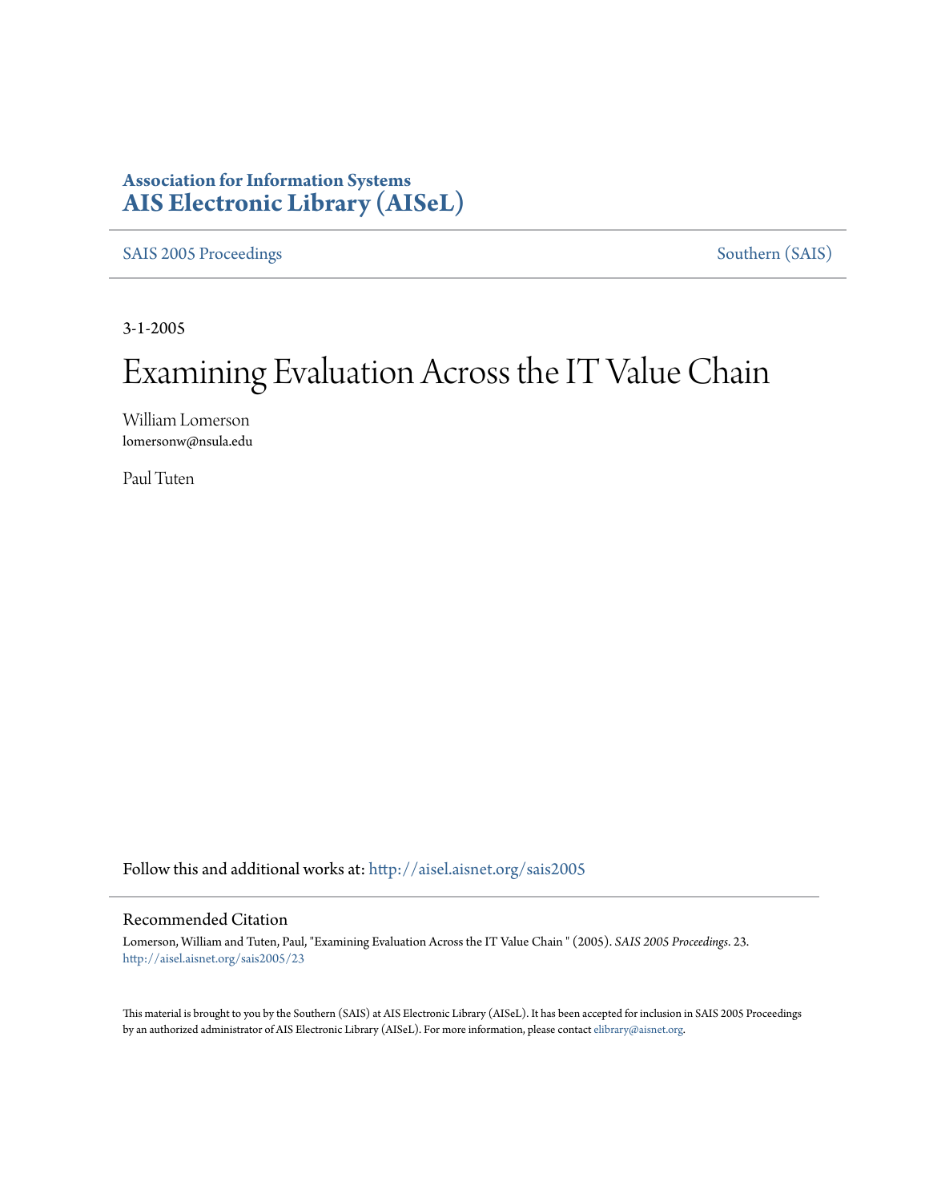**Association for Information Systems**
**AIS Electronic Library (AISeL)**

SAIS 2005 Proceedings | Southern (SAIS)

3-1-2005

# Examining Evaluation Across the IT Value Chain

William Lomerson
lomersonw@nsula.edu

Paul Tuten

Follow this and additional works at: http://aisel.aisnet.org/sais2005

## Recommended Citation

Lomerson, William and Tuten, Paul, "Examining Evaluation Across the IT Value Chain " (2005). *SAIS 2005 Proceedings*. 23.
http://aisel.aisnet.org/sais2005/23

This material is brought to you by the Southern (SAIS) at AIS Electronic Library (AISeL). It has been accepted for inclusion in SAIS 2005 Proceedings by an authorized administrator of AIS Electronic Library (AISeL). For more information, please contact elibrary@aisnet.org.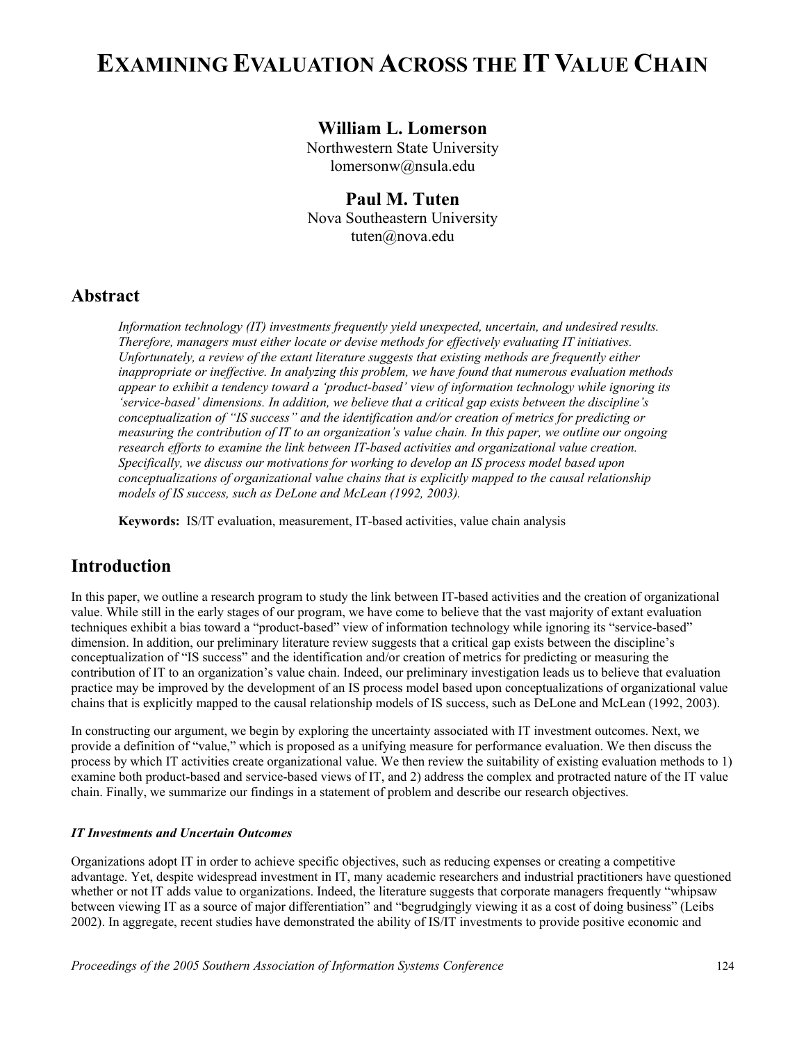# EXAMINING EVALUATION ACROSS THE IT VALUE CHAIN

**William L. Lomerson**
Northwestern State University
lomersonw@nsula.edu

**Paul M. Tuten**
Nova Southeastern University
tuten@nova.edu

## Abstract

*Information technology (IT) investments frequently yield unexpected, uncertain, and undesired results. Therefore, managers must either locate or devise methods for effectively evaluating IT initiatives. Unfortunately, a review of the extant literature suggests that existing methods are frequently either inappropriate or ineffective. In analyzing this problem, we have found that numerous evaluation methods appear to exhibit a tendency toward a 'product-based' view of information technology while ignoring its 'service-based' dimensions. In addition, we believe that a critical gap exists between the discipline's conceptualization of "IS success" and the identification and/or creation of metrics for predicting or measuring the contribution of IT to an organization's value chain. In this paper, we outline our ongoing research efforts to examine the link between IT-based activities and organizational value creation. Specifically, we discuss our motivations for working to develop an IS process model based upon conceptualizations of organizational value chains that is explicitly mapped to the causal relationship models of IS success, such as DeLone and McLean (1992, 2003).*

**Keywords:** IS/IT evaluation, measurement, IT-based activities, value chain analysis

## Introduction

In this paper, we outline a research program to study the link between IT-based activities and the creation of organizational value. While still in the early stages of our program, we have come to believe that the vast majority of extant evaluation techniques exhibit a bias toward a "product-based" view of information technology while ignoring its "service-based" dimension. In addition, our preliminary literature review suggests that a critical gap exists between the discipline's conceptualization of "IS success" and the identification and/or creation of metrics for predicting or measuring the contribution of IT to an organization's value chain. Indeed, our preliminary investigation leads us to believe that evaluation practice may be improved by the development of an IS process model based upon conceptualizations of organizational value chains that is explicitly mapped to the causal relationship models of IS success, such as DeLone and McLean (1992, 2003).

In constructing our argument, we begin by exploring the uncertainty associated with IT investment outcomes. Next, we provide a definition of "value," which is proposed as a unifying measure for performance evaluation. We then discuss the process by which IT activities create organizational value. We then review the suitability of existing evaluation methods to 1) examine both product-based and service-based views of IT, and 2) address the complex and protracted nature of the IT value chain. Finally, we summarize our findings in a statement of problem and describe our research objectives.

### *IT Investments and Uncertain Outcomes*

Organizations adopt IT in order to achieve specific objectives, such as reducing expenses or creating a competitive advantage. Yet, despite widespread investment in IT, many academic researchers and industrial practitioners have questioned whether or not IT adds value to organizations. Indeed, the literature suggests that corporate managers frequently "whipsaw between viewing IT as a source of major differentiation" and "begrudgingly viewing it as a cost of doing business" (Leibs 2002). In aggregate, recent studies have demonstrated the ability of IS/IT investments to provide positive economic and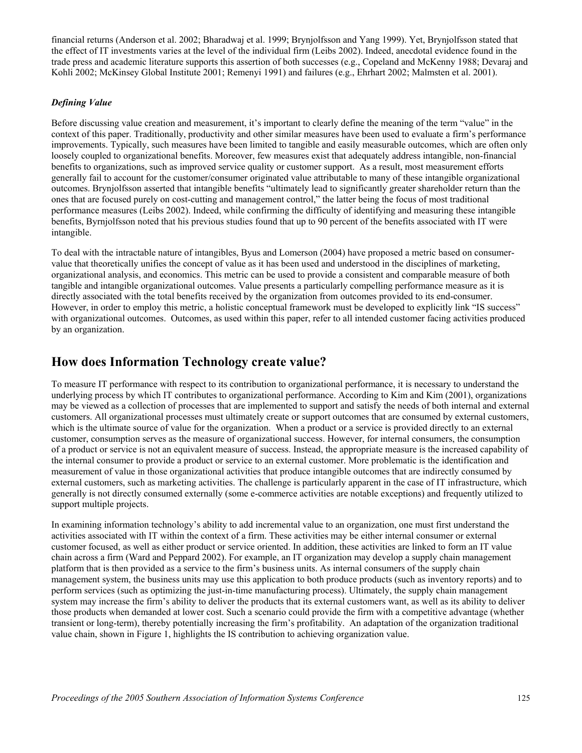financial returns (Anderson et al. 2002; Bharadwaj et al. 1999; Brynjolfsson and Yang 1999). Yet, Brynjolfsson stated that the effect of IT investments varies at the level of the individual firm (Leibs 2002). Indeed, anecdotal evidence found in the trade press and academic literature supports this assertion of both successes (e.g., Copeland and McKenny 1988; Devaraj and Kohli 2002; McKinsey Global Institute 2001; Remenyi 1991) and failures (e.g., Ehrhart 2002; Malmsten et al. 2001).

### *Defining Value*

Before discussing value creation and measurement, it's important to clearly define the meaning of the term "value" in the context of this paper. Traditionally, productivity and other similar measures have been used to evaluate a firm's performance improvements. Typically, such measures have been limited to tangible and easily measurable outcomes, which are often only loosely coupled to organizational benefits. Moreover, few measures exist that adequately address intangible, non-financial benefits to organizations, such as improved service quality or customer support. As a result, most measurement efforts generally fail to account for the customer/consumer originated value attributable to many of these intangible organizational outcomes. Brynjolfsson asserted that intangible benefits "ultimately lead to significantly greater shareholder return than the ones that are focused purely on cost-cutting and management control," the latter being the focus of most traditional performance measures (Leibs 2002). Indeed, while confirming the difficulty of identifying and measuring these intangible benefits, Byrnjolfsson noted that his previous studies found that up to 90 percent of the benefits associated with IT were intangible.

To deal with the intractable nature of intangibles, Byus and Lomerson (2004) have proposed a metric based on consumer-value that theoretically unifies the concept of value as it has been used and understood in the disciplines of marketing, organizational analysis, and economics. This metric can be used to provide a consistent and comparable measure of both tangible and intangible organizational outcomes. Value presents a particularly compelling performance measure as it is directly associated with the total benefits received by the organization from outcomes provided to its end-consumer. However, in order to employ this metric, a holistic conceptual framework must be developed to explicitly link "IS success" with organizational outcomes. Outcomes, as used within this paper, refer to all intended customer facing activities produced by an organization.

## How does Information Technology create value?

To measure IT performance with respect to its contribution to organizational performance, it is necessary to understand the underlying process by which IT contributes to organizational performance. According to Kim and Kim (2001), organizations may be viewed as a collection of processes that are implemented to support and satisfy the needs of both internal and external customers. All organizational processes must ultimately create or support outcomes that are consumed by external customers, which is the ultimate source of value for the organization. When a product or a service is provided directly to an external customer, consumption serves as the measure of organizational success. However, for internal consumers, the consumption of a product or service is not an equivalent measure of success. Instead, the appropriate measure is the increased capability of the internal consumer to provide a product or service to an external customer. More problematic is the identification and measurement of value in those organizational activities that produce intangible outcomes that are indirectly consumed by external customers, such as marketing activities. The challenge is particularly apparent in the case of IT infrastructure, which generally is not directly consumed externally (some e-commerce activities are notable exceptions) and frequently utilized to support multiple projects.

In examining information technology's ability to add incremental value to an organization, one must first understand the activities associated with IT within the context of a firm. These activities may be either internal consumer or external customer focused, as well as either product or service oriented. In addition, these activities are linked to form an IT value chain across a firm (Ward and Peppard 2002). For example, an IT organization may develop a supply chain management platform that is then provided as a service to the firm's business units. As internal consumers of the supply chain management system, the business units may use this application to both produce products (such as inventory reports) and to perform services (such as optimizing the just-in-time manufacturing process). Ultimately, the supply chain management system may increase the firm's ability to deliver the products that its external customers want, as well as its ability to deliver those products when demanded at lower cost. Such a scenario could provide the firm with a competitive advantage (whether transient or long-term), thereby potentially increasing the firm's profitability. An adaptation of the organization traditional value chain, shown in Figure 1, highlights the IS contribution to achieving organization value.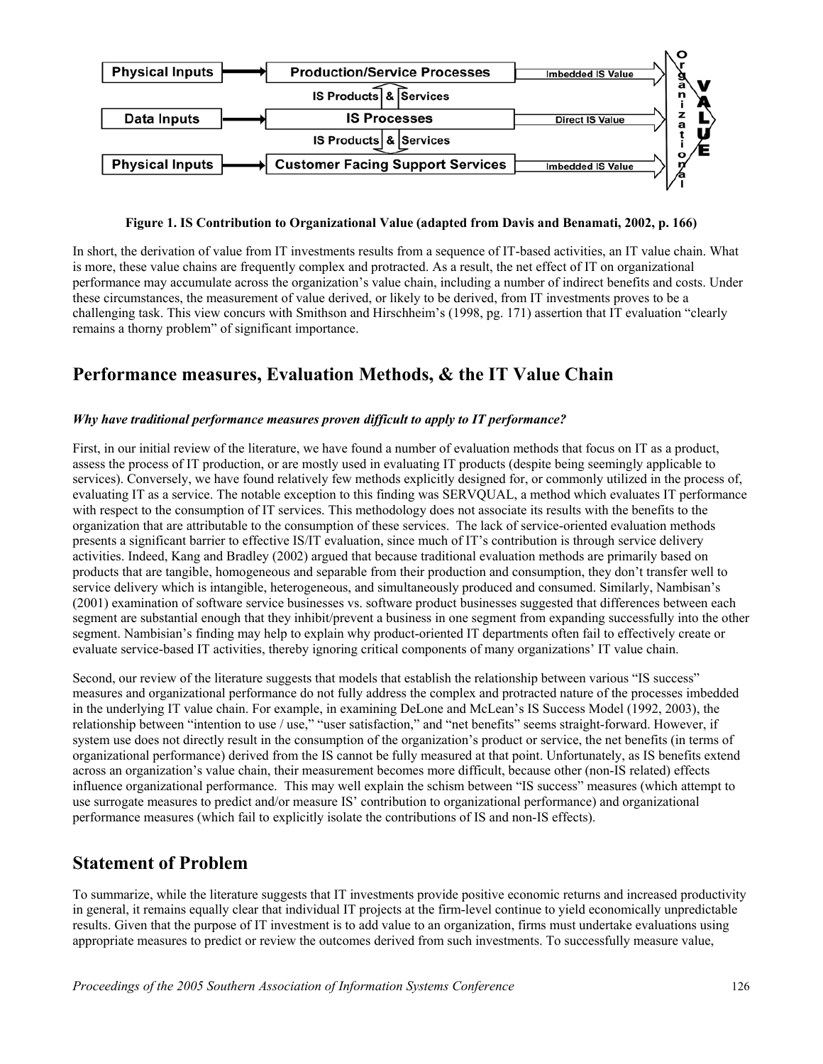**Figure 1. IS Contribution to Organizational Value (adapted from Davis and Benamati, 2002, p. 166)**

In short, the derivation of value from IT investments results from a sequence of IT-based activities, an IT value chain. What is more, these value chains are frequently complex and protracted. As a result, the net effect of IT on organizational performance may accumulate across the organization's value chain, including a number of indirect benefits and costs. Under these circumstances, the measurement of value derived, or likely to be derived, from IT investments proves to be a challenging task. This view concurs with Smithson and Hirschheim's (1998, pg. 171) assertion that IT evaluation "clearly remains a thorny problem" of significant importance.

## Performance measures, Evaluation Methods, & the IT Value Chain

***Why have traditional performance measures proven difficult to apply to IT performance?***

First, in our initial review of the literature, we have found a number of evaluation methods that focus on IT as a product, assess the process of IT production, or are mostly used in evaluating IT products (despite being seemingly applicable to services). Conversely, we have found relatively few methods explicitly designed for, or commonly utilized in the process of, evaluating IT as a service. The notable exception to this finding was SERVQUAL, a method which evaluates IT performance with respect to the consumption of IT services. This methodology does not associate its results with the benefits to the organization that are attributable to the consumption of these services. The lack of service-oriented evaluation methods presents a significant barrier to effective IS/IT evaluation, since much of IT's contribution is through service delivery activities. Indeed, Kang and Bradley (2002) argued that because traditional evaluation methods are primarily based on products that are tangible, homogeneous and separable from their production and consumption, they don't transfer well to service delivery which is intangible, heterogeneous, and simultaneously produced and consumed. Similarly, Nambisan's (2001) examination of software service businesses vs. software product businesses suggested that differences between each segment are substantial enough that they inhibit/prevent a business in one segment from expanding successfully into the other segment. Nambisian's finding may help to explain why product-oriented IT departments often fail to effectively create or evaluate service-based IT activities, thereby ignoring critical components of many organizations' IT value chain.

Second, our review of the literature suggests that models that establish the relationship between various "IS success" measures and organizational performance do not fully address the complex and protracted nature of the processes imbedded in the underlying IT value chain. For example, in examining DeLone and McLean's IS Success Model (1992, 2003), the relationship between "intention to use / use," "user satisfaction," and "net benefits" seems straight-forward. However, if system use does not directly result in the consumption of the organization's product or service, the net benefits (in terms of organizational performance) derived from the IS cannot be fully measured at that point. Unfortunately, as IS benefits extend across an organization's value chain, their measurement becomes more difficult, because other (non-IS related) effects influence organizational performance. This may well explain the schism between "IS success" measures (which attempt to use surrogate measures to predict and/or measure IS' contribution to organizational performance) and organizational performance measures (which fail to explicitly isolate the contributions of IS and non-IS effects).

## Statement of Problem

To summarize, while the literature suggests that IT investments provide positive economic returns and increased productivity in general, it remains equally clear that individual IT projects at the firm-level continue to yield economically unpredictable results. Given that the purpose of IT investment is to add value to an organization, firms must undertake evaluations using appropriate measures to predict or review the outcomes derived from such investments. To successfully measure value,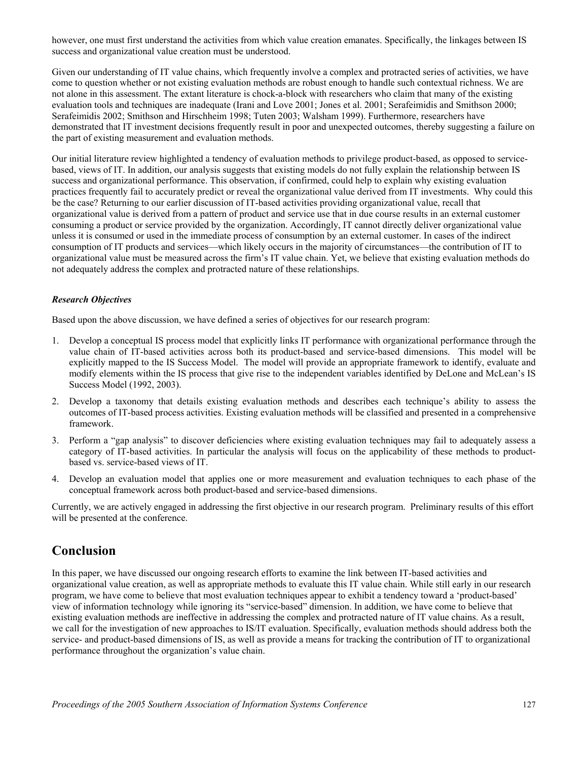however, one must first understand the activities from which value creation emanates. Specifically, the linkages between IS success and organizational value creation must be understood.

Given our understanding of IT value chains, which frequently involve a complex and protracted series of activities, we have come to question whether or not existing evaluation methods are robust enough to handle such contextual richness. We are not alone in this assessment. The extant literature is chock-a-block with researchers who claim that many of the existing evaluation tools and techniques are inadequate (Irani and Love 2001; Jones et al. 2001; Serafeimidis and Smithson 2000; Serafeimidis 2002; Smithson and Hirschheim 1998; Tuten 2003; Walsham 1999). Furthermore, researchers have demonstrated that IT investment decisions frequently result in poor and unexpected outcomes, thereby suggesting a failure on the part of existing measurement and evaluation methods.

Our initial literature review highlighted a tendency of evaluation methods to privilege product-based, as opposed to service-based, views of IT. In addition, our analysis suggests that existing models do not fully explain the relationship between IS success and organizational performance. This observation, if confirmed, could help to explain why existing evaluation practices frequently fail to accurately predict or reveal the organizational value derived from IT investments. Why could this be the case? Returning to our earlier discussion of IT-based activities providing organizational value, recall that organizational value is derived from a pattern of product and service use that in due course results in an external customer consuming a product or service provided by the organization. Accordingly, IT cannot directly deliver organizational value unless it is consumed or used in the immediate process of consumption by an external customer. In cases of the indirect consumption of IT products and services—which likely occurs in the majority of circumstances—the contribution of IT to organizational value must be measured across the firm's IT value chain. Yet, we believe that existing evaluation methods do not adequately address the complex and protracted nature of these relationships.

***Research Objectives***

Based upon the above discussion, we have defined a series of objectives for our research program:

1. Develop a conceptual IS process model that explicitly links IT performance with organizational performance through the value chain of IT-based activities across both its product-based and service-based dimensions. This model will be explicitly mapped to the IS Success Model. The model will provide an appropriate framework to identify, evaluate and modify elements within the IS process that give rise to the independent variables identified by DeLone and McLean's IS Success Model (1992, 2003).
2. Develop a taxonomy that details existing evaluation methods and describes each technique's ability to assess the outcomes of IT-based process activities. Existing evaluation methods will be classified and presented in a comprehensive framework.
3. Perform a "gap analysis" to discover deficiencies where existing evaluation techniques may fail to adequately assess a category of IT-based activities. In particular the analysis will focus on the applicability of these methods to product-based vs. service-based views of IT.
4. Develop an evaluation model that applies one or more measurement and evaluation techniques to each phase of the conceptual framework across both product-based and service-based dimensions.

Currently, we are actively engaged in addressing the first objective in our research program. Preliminary results of this effort will be presented at the conference.

# Conclusion

In this paper, we have discussed our ongoing research efforts to examine the link between IT-based activities and organizational value creation, as well as appropriate methods to evaluate this IT value chain. While still early in our research program, we have come to believe that most evaluation techniques appear to exhibit a tendency toward a 'product-based' view of information technology while ignoring its "service-based" dimension. In addition, we have come to believe that existing evaluation methods are ineffective in addressing the complex and protracted nature of IT value chains. As a result, we call for the investigation of new approaches to IS/IT evaluation. Specifically, evaluation methods should address both the service- and product-based dimensions of IS, as well as provide a means for tracking the contribution of IT to organizational performance throughout the organization's value chain.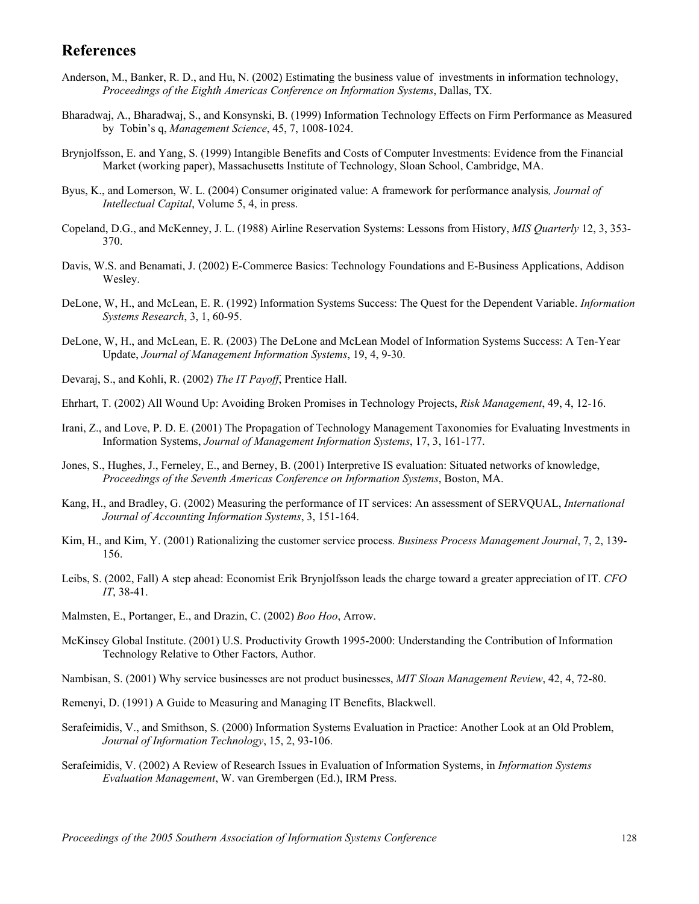## References

Anderson, M., Banker, R. D., and Hu, N. (2002) Estimating the business value of investments in information technology, *Proceedings of the Eighth Americas Conference on Information Systems*, Dallas, TX.

Bharadwaj, A., Bharadwaj, S., and Konsynski, B. (1999) Information Technology Effects on Firm Performance as Measured by Tobin's q, *Management Science*, 45, 7, 1008-1024.

Brynjolfsson, E. and Yang, S. (1999) Intangible Benefits and Costs of Computer Investments: Evidence from the Financial Market (working paper), Massachusetts Institute of Technology, Sloan School, Cambridge, MA.

Byus, K., and Lomerson, W. L. (2004) Consumer originated value: A framework for performance analysis*, Journal of Intellectual Capital*, Volume 5, 4, in press.

Copeland, D.G., and McKenney, J. L. (1988) Airline Reservation Systems: Lessons from History, *MIS Quarterly* 12, 3, 353-370.

Davis, W.S. and Benamati, J. (2002) E-Commerce Basics: Technology Foundations and E-Business Applications, Addison Wesley.

DeLone, W, H., and McLean, E. R. (1992) Information Systems Success: The Quest for the Dependent Variable. *Information Systems Research*, 3, 1, 60-95.

DeLone, W, H., and McLean, E. R. (2003) The DeLone and McLean Model of Information Systems Success: A Ten-Year Update, *Journal of Management Information Systems*, 19, 4, 9-30.

Devaraj, S., and Kohli, R. (2002) *The IT Payoff*, Prentice Hall.

Ehrhart, T. (2002) All Wound Up: Avoiding Broken Promises in Technology Projects, *Risk Management*, 49, 4, 12-16.

Irani, Z., and Love, P. D. E. (2001) The Propagation of Technology Management Taxonomies for Evaluating Investments in Information Systems, *Journal of Management Information Systems*, 17, 3, 161-177.

Jones, S., Hughes, J., Ferneley, E., and Berney, B. (2001) Interpretive IS evaluation: Situated networks of knowledge, *Proceedings of the Seventh Americas Conference on Information Systems*, Boston, MA.

Kang, H., and Bradley, G. (2002) Measuring the performance of IT services: An assessment of SERVQUAL, *International Journal of Accounting Information Systems*, 3, 151-164.

Kim, H., and Kim, Y. (2001) Rationalizing the customer service process. *Business Process Management Journal*, 7, 2, 139-156.

Leibs, S. (2002, Fall) A step ahead: Economist Erik Brynjolfsson leads the charge toward a greater appreciation of IT. *CFO IT*, 38-41.

Malmsten, E., Portanger, E., and Drazin, C. (2002) *Boo Hoo*, Arrow.

McKinsey Global Institute. (2001) U.S. Productivity Growth 1995-2000: Understanding the Contribution of Information Technology Relative to Other Factors, Author.

Nambisan, S. (2001) Why service businesses are not product businesses, *MIT Sloan Management Review*, 42, 4, 72-80.

Remenyi, D. (1991) A Guide to Measuring and Managing IT Benefits, Blackwell.

Serafeimidis, V., and Smithson, S. (2000) Information Systems Evaluation in Practice: Another Look at an Old Problem, *Journal of Information Technology*, 15, 2, 93-106.

Serafeimidis, V. (2002) A Review of Research Issues in Evaluation of Information Systems, in *Information Systems Evaluation Management*, W. van Grembergen (Ed.), IRM Press.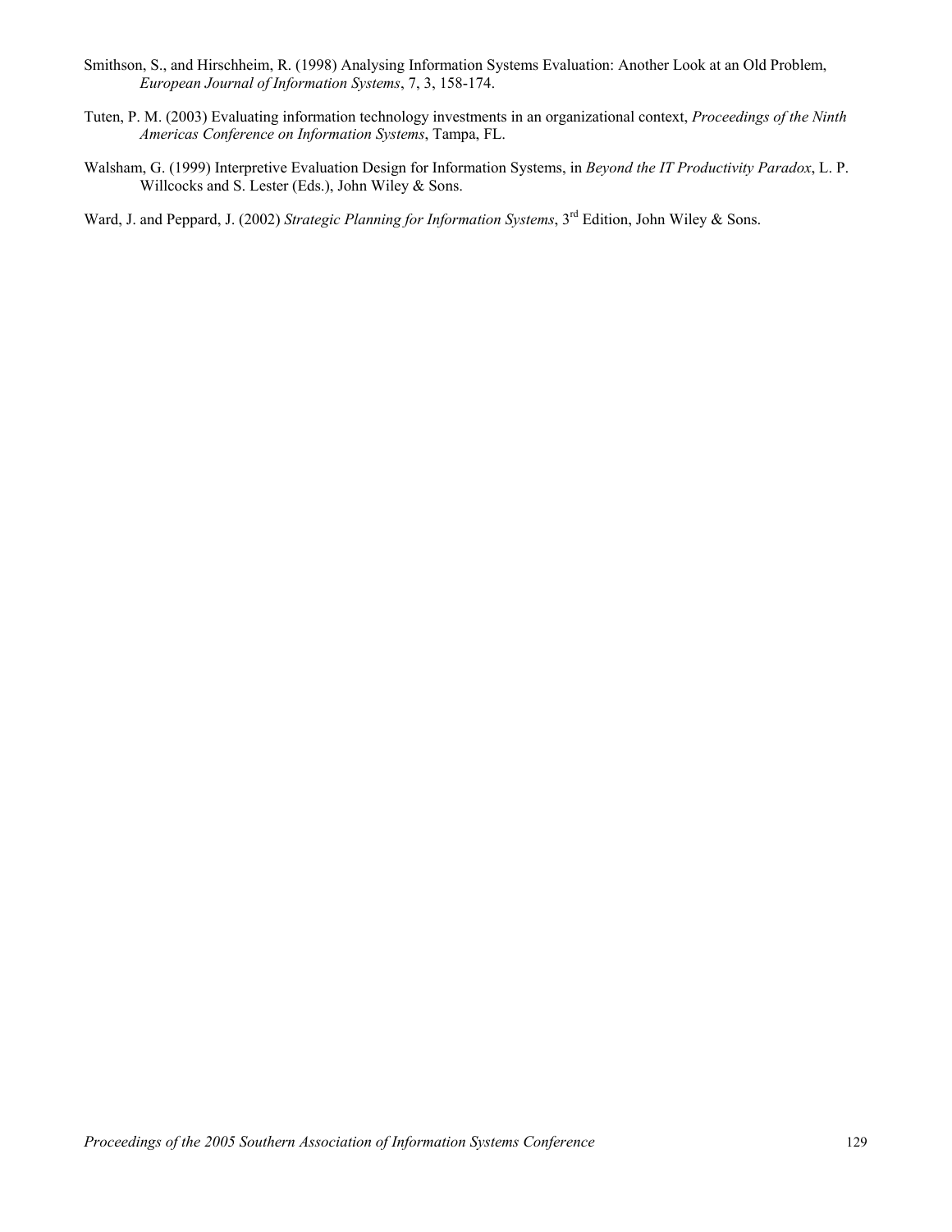Smithson, S., and Hirschheim, R. (1998) Analysing Information Systems Evaluation: Another Look at an Old Problem, *European Journal of Information Systems*, 7, 3, 158-174.

Tuten, P. M. (2003) Evaluating information technology investments in an organizational context, *Proceedings of the Ninth Americas Conference on Information Systems*, Tampa, FL.

Walsham, G. (1999) Interpretive Evaluation Design for Information Systems, in *Beyond the IT Productivity Paradox*, L. P. Willcocks and S. Lester (Eds.), John Wiley & Sons.

Ward, J. and Peppard, J. (2002) *Strategic Planning for Information Systems*, 3rd Edition, John Wiley & Sons.